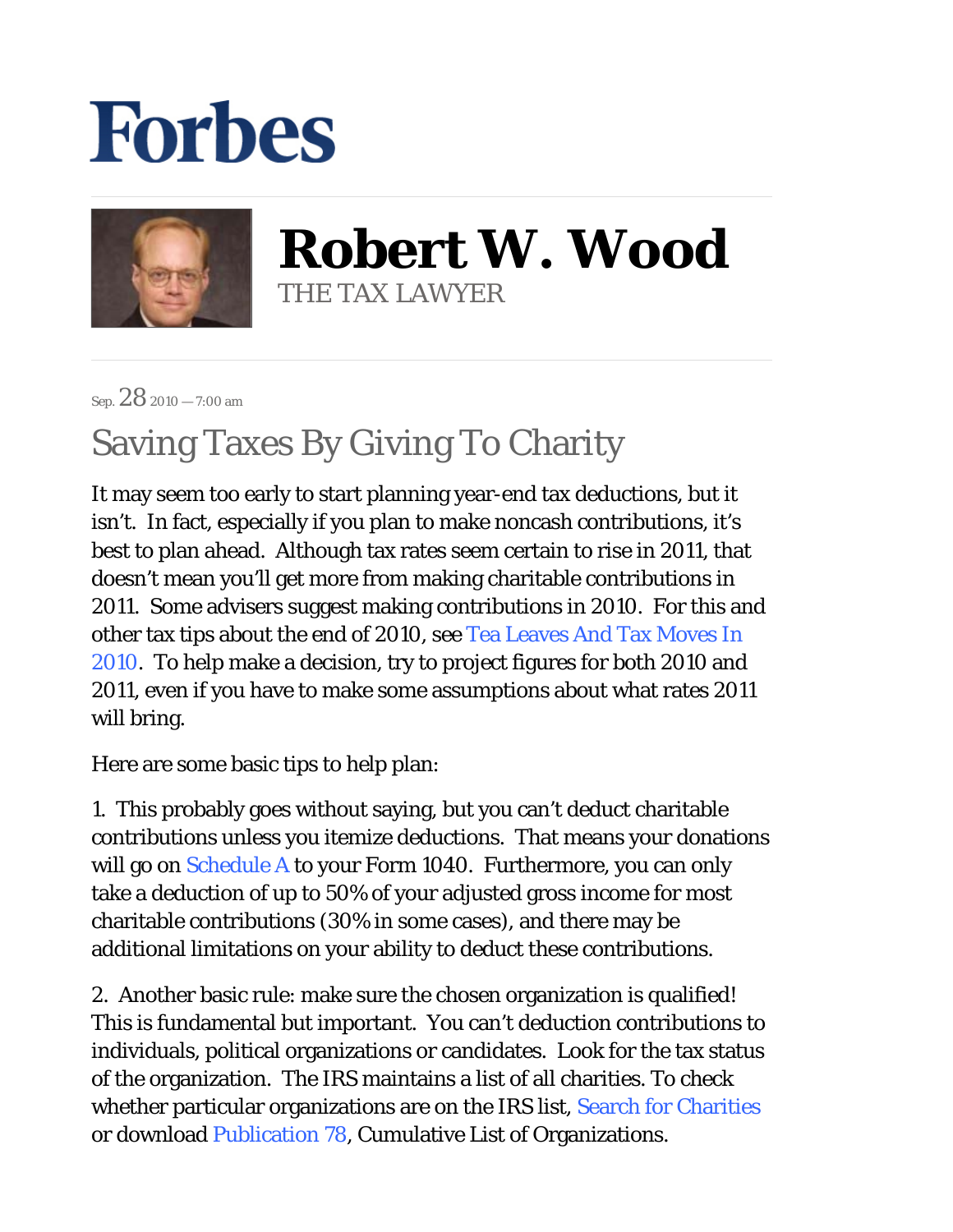# Forbes

## Robert W. Wood

THE TAX LAWYER

Sep. 28 2010 — 7:00 am

# Saving Taxes By Giving To Charity

It may seem too early to start planning year-end tax deductions, but it isn't. In fact, especially if you plan to make noncash contributions, it's best to plan ahead. Although tax rates seem certain to rise in 2011, that doesn't mean you'll get more from making charitable contributions in 2011. Some advisers suggest making contributions in 2010. For this and other tax tips about the end of 2010, see Tea Leaves And Tax Moves In 2010. To help make a decision, try to project figures for both 2010 and 2011, even if you have to make some assumptions about what rates 2011 will bring.

Here are some basic tips to help plan:

1. This probably goes without saying, but you can't deduct charitable contributions unless you itemize deductions. That means your donations will go on Schedule A to your Form 1040. Furthermore, you can only take a deduction of up to 50% of your adjusted gross income for most charitable contributions (30% in some cases), and there may be additional limitations on your ability to deduct these contributions.

2. Another basic rule: make sure the chosen organization is qualified! This is fundamental but important. You can't deduction contributions to individuals, political organizations or candidates. Look for the tax status of the organization. The IRS maintains a list of all charities. To check whether particular organizations are on the IRS list, Search for Charities or download Publication 78, Cumulative List of Organizations.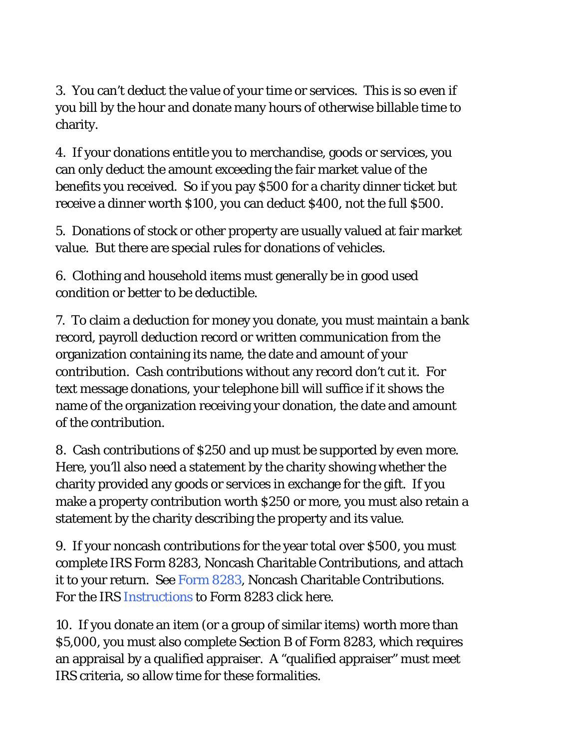3. You can't deduct the value of your time or services. This is so even if you bill by the hour and donate many hours of otherwise billable time to charity.

4. If your donations entitle you to merchandise, goods or services, you can only deduct the amount exceeding the fair market value of the benefits you received. So if you pay $500 for a charity dinner ticket but receive a dinner worth $100, you can deduct $400, not the full $500.

5. Donations of stock or other property are usually valued at fair market value. But there are special rules for donations of vehicles.

6. Clothing and household items must generally be in good used condition or better to be deductible.

7. To claim a deduction for money you donate, you must maintain a bank record, payroll deduction record or written communication from the organization containing its name, the date and amount of your contribution. Cash contributions without any record don't cut it. For text message donations, your telephone bill will suffice if it shows the name of the organization receiving your donation, the date and amount of the contribution.

8. Cash contributions of $250 and up must be supported by even more. Here, you'll also need a statement by the charity showing whether the charity provided any goods or services in exchange for the gift. If you make a property contribution worth $250 or more, you must also retain a statement by the charity describing the property and its value.

9. If your noncash contributions for the year total over $500, you must complete IRS Form 8283, Noncash Charitable Contributions, and attach it to your return. See Form 8283, Noncash Charitable Contributions. For the IRS Instructions to Form 8283 click here.

10. If you donate an item (or a group of similar items) worth more than $5,000, you must also complete Section B of Form 8283, which requires an appraisal by a qualified appraiser. A "qualified appraiser" must meet IRS criteria, so allow time for these formalities.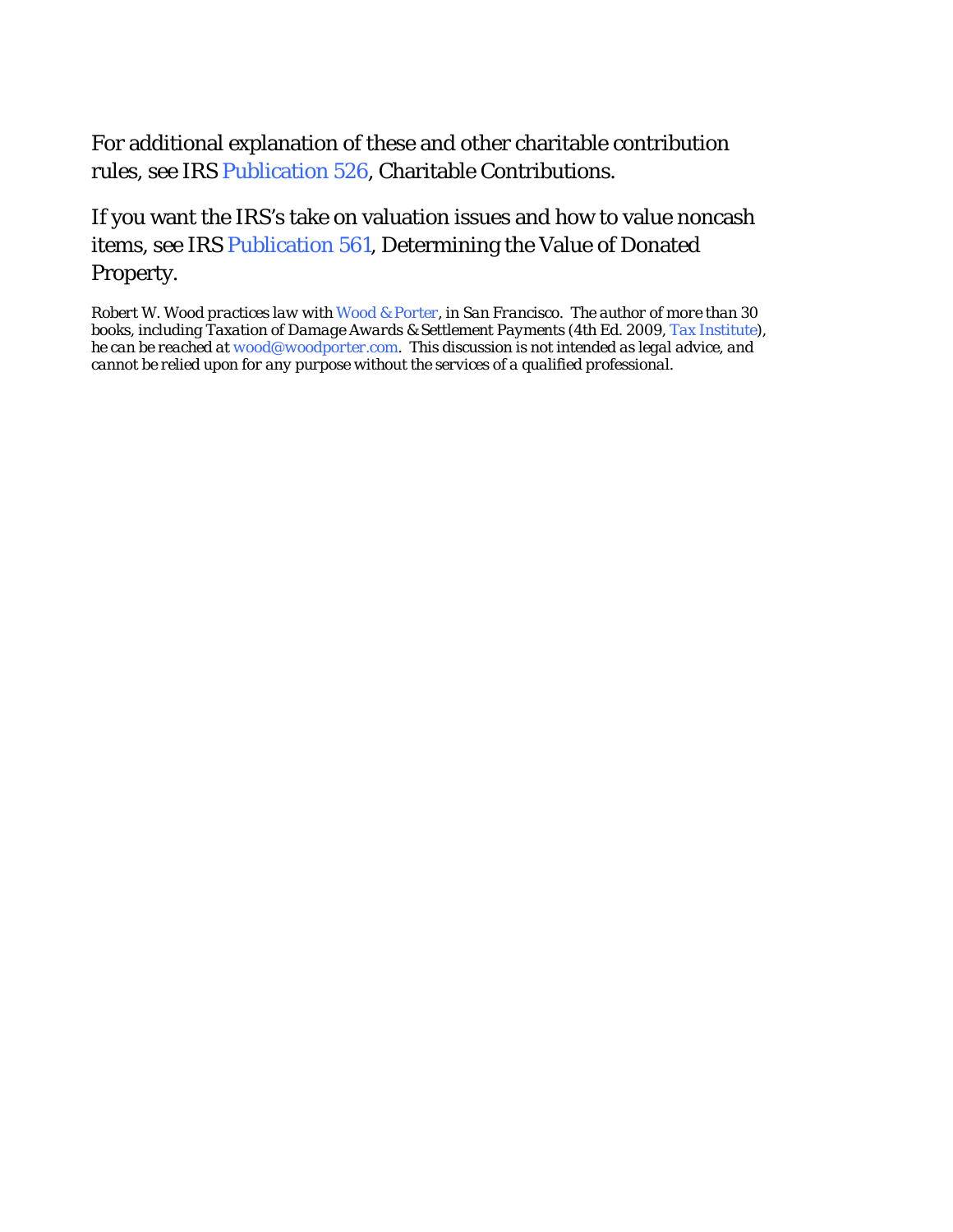For additional explanation of these and other charitable contribution rules, see IRS Publication 526, Charitable Contributions.

If you want the IRS's take on valuation issues and how to value noncash items, see IRS Publication 561, Determining the Value of Donated Property.

*Robert W. Wood practices law with Wood & Porter, in San Francisco. The author of more than 30 books, including Taxation of Damage Awards & Settlement Payments (4th Ed. 2009, Tax Institute), he can be reached at wood@woodporter.com. This discussion is not intended as legal advice, and cannot be relied upon for any purpose without the services of a qualified professional.*